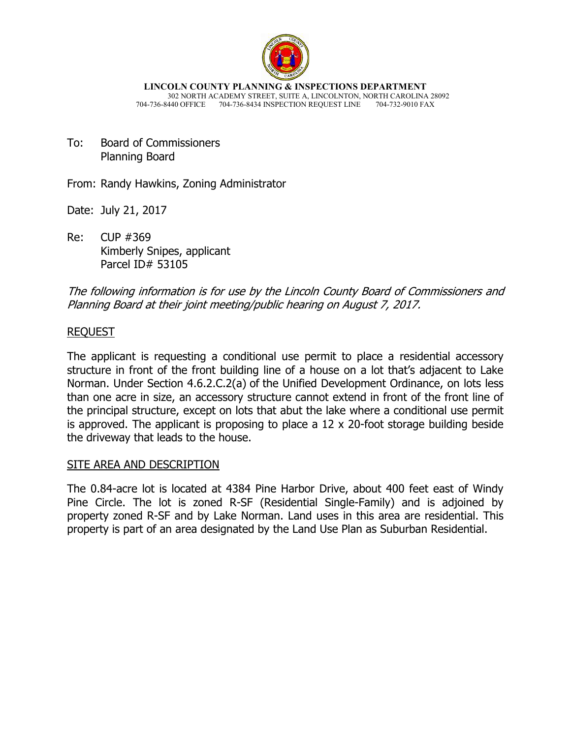**LINCOLN COUNTY PLANNING & INSPECTIONS DEPARTMENT**
302 NORTH ACADEMY STREET, SUITE A, LINCOLNTON, NORTH CAROLINA 28092
704-736-8440 OFFICE 704-736-8434 INSPECTION REQUEST LINE 704-732-9010 FAX

To: Board of Commissioners
Planning Board

From: Randy Hawkins, Zoning Administrator

Date: July 21, 2017

Re: CUP #369
Kimberly Snipes, applicant
Parcel ID# 53105

*The following information is for use by the Lincoln County Board of Commissioners and Planning Board at their joint meeting/public hearing on August 7, 2017.*

## REQUEST

The applicant is requesting a conditional use permit to place a residential accessory structure in front of the front building line of a house on a lot that's adjacent to Lake Norman. Under Section 4.6.2.C.2(a) of the Unified Development Ordinance, on lots less than one acre in size, an accessory structure cannot extend in front of the front line of the principal structure, except on lots that abut the lake where a conditional use permit is approved. The applicant is proposing to place a 12 x 20-foot storage building beside the driveway that leads to the house.

## SITE AREA AND DESCRIPTION

The 0.84-acre lot is located at 4384 Pine Harbor Drive, about 400 feet east of Windy Pine Circle. The lot is zoned R-SF (Residential Single-Family) and is adjoined by property zoned R-SF and by Lake Norman. Land uses in this area are residential. This property is part of an area designated by the Land Use Plan as Suburban Residential.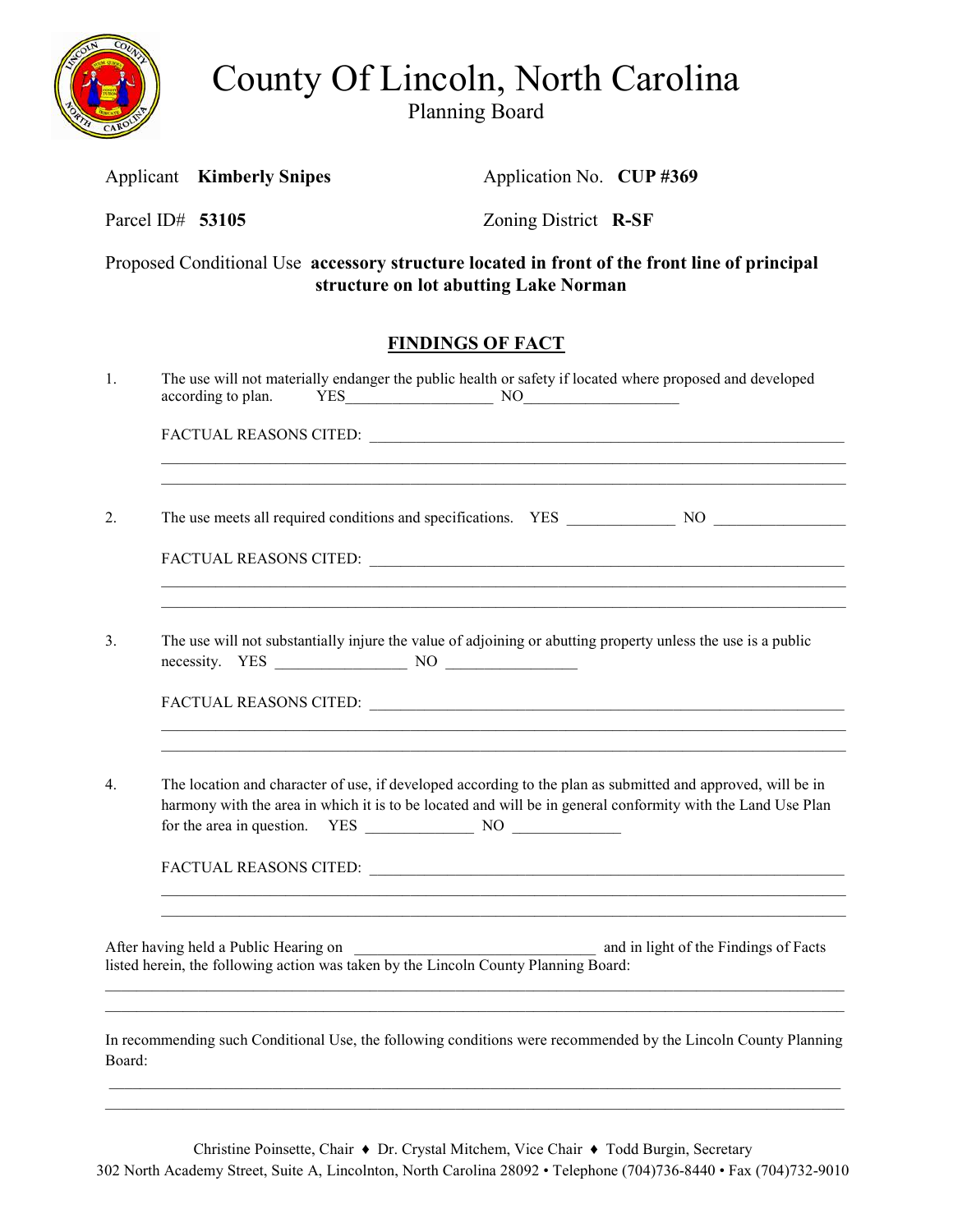# County Of Lincoln, North Carolina

Planning Board

Applicant **Kimberly Snipes** Application No. **CUP #369**

Parcel ID# **53105** Zoning District **R-SF**

Proposed Conditional Use **accessory structure located in front of the front line of principal structure on lot abutting Lake Norman**

## FINDINGS OF FACT

1. The use will not materially endanger the public health or safety if located where proposed and developed according to plan. YES___________________ NO____________________

   FACTUAL REASONS CITED: ________________________________________________________________
   ______________________________________________________________________________________
   ______________________________________________________________________________________

2. The use meets all required conditions and specifications. YES ______________ NO _________________

   FACTUAL REASONS CITED: ________________________________________________________________
   ______________________________________________________________________________________
   ______________________________________________________________________________________

3. The use will not substantially injure the value of adjoining or abutting property unless the use is a public necessity. YES _________________ NO _________________

   FACTUAL REASONS CITED: ________________________________________________________________
   ______________________________________________________________________________________
   ______________________________________________________________________________________

4. The location and character of use, if developed according to the plan as submitted and approved, will be in harmony with the area in which it is to be located and will be in general conformity with the Land Use Plan for the area in question. YES ______________ NO ______________

   FACTUAL REASONS CITED: ________________________________________________________________
   ______________________________________________________________________________________
   ______________________________________________________________________________________

After having held a Public Hearing on ________________________________ and in light of the Findings of Facts listed herein, the following action was taken by the Lincoln County Planning Board:

______________________________________________________________________________________
______________________________________________________________________________________

In recommending such Conditional Use, the following conditions were recommended by the Lincoln County Planning Board:

______________________________________________________________________________________
______________________________________________________________________________________

Christine Poinsette, Chair ♦ Dr. Crystal Mitchem, Vice Chair ♦ Todd Burgin, Secretary

302 North Academy Street, Suite A, Lincolnton, North Carolina 28092 • Telephone (704)736-8440 • Fax (704)732-9010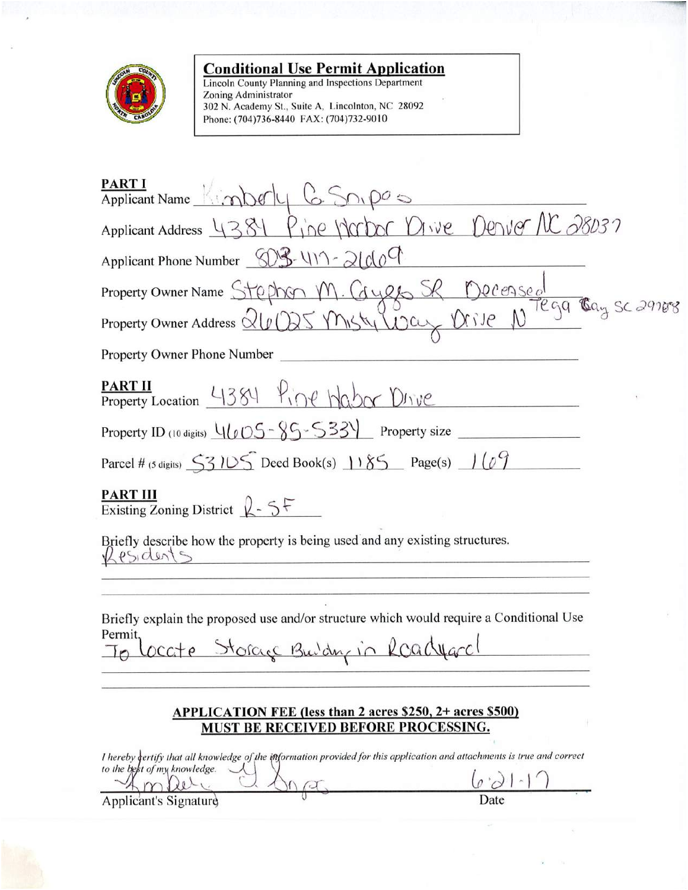## Conditional Use Permit Application

Lincoln County Planning and Inspections Department
Zoning Administrator
302 N. Academy St., Suite A, Lincolnton, NC 28092
Phone: (704)736-8440 FAX: (704)732-9010

**PART I**

Applicant Name Kimberly G. Snipes

Applicant Address 4384 Pine Harbor Drive Denver NC 28037

Applicant Phone Number 803-417-2609

Property Owner Name Stephen M. Gyles SR Deceased

Property Owner Address 26025 Misty Way Drive N Tega Cay SC 29708

Property Owner Phone Number

**PART II**

Property Location 4384 Pine Habor Drive

Property ID (10 digits) 4605-85-5334 Property size

Parcel # (5 digits) 53105 Deed Book(s) 1185 Page(s) 169

**PART III**

Existing Zoning District R-SF

Briefly describe how the property is being used and any existing structures.

Residents

Briefly explain the proposed use and/or structure which would require a Conditional Use Permit.

To locate Storage Building in Roadyard

**APPLICATION FEE (less than 2 acres $250, 2+ acres $500) MUST BE RECEIVED BEFORE PROCESSING.**

*I hereby certify that all knowledge of the information provided for this application and attachments is true and correct to the best of my knowledge.*

Kimberly G. Snipes — 6-21-17

Applicant's Signature — Date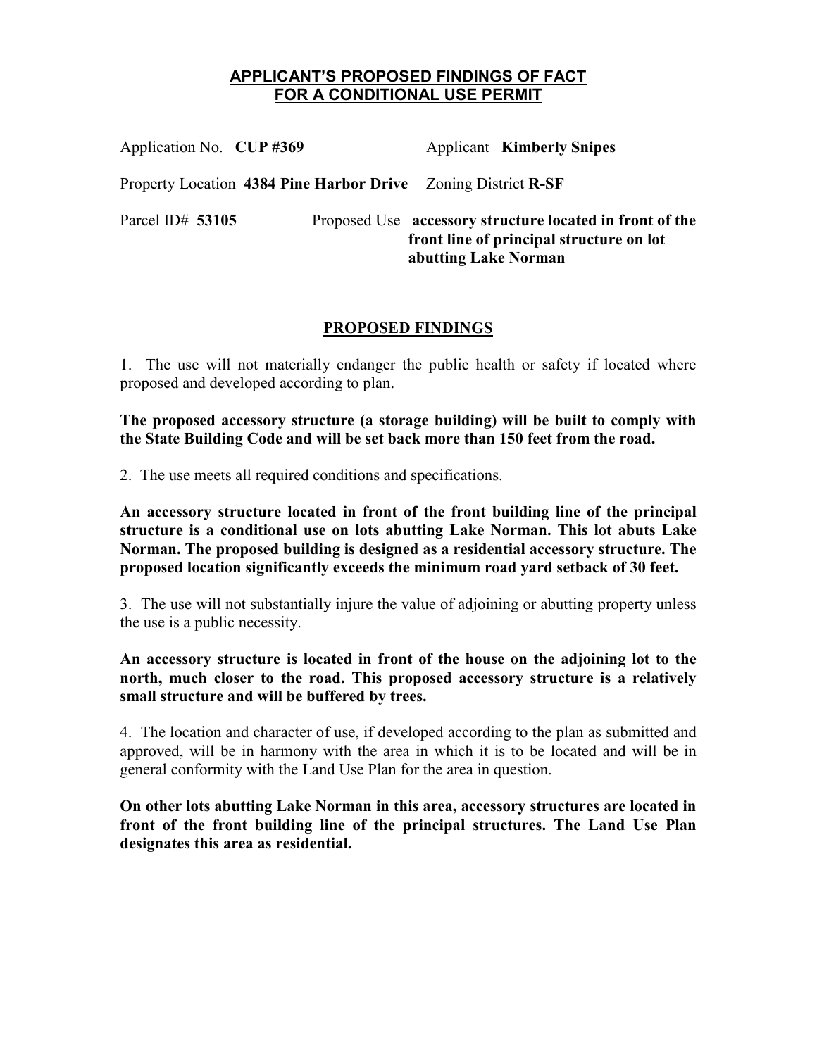# APPLICANT'S PROPOSED FINDINGS OF FACT FOR A CONDITIONAL USE PERMIT

Application No. **CUP #369** Applicant **Kimberly Snipes**

Property Location **4384 Pine Harbor Drive** Zoning District **R-SF**

Parcel ID# **53105** Proposed Use **accessory structure located in front of the front line of principal structure on lot abutting Lake Norman**

## PROPOSED FINDINGS

1. The use will not materially endanger the public health or safety if located where proposed and developed according to plan.

**The proposed accessory structure (a storage building) will be built to comply with the State Building Code and will be set back more than 150 feet from the road.**

2. The use meets all required conditions and specifications.

**An accessory structure located in front of the front building line of the principal structure is a conditional use on lots abutting Lake Norman. This lot abuts Lake Norman. The proposed building is designed as a residential accessory structure. The proposed location significantly exceeds the minimum road yard setback of 30 feet.**

3. The use will not substantially injure the value of adjoining or abutting property unless the use is a public necessity.

**An accessory structure is located in front of the house on the adjoining lot to the north, much closer to the road. This proposed accessory structure is a relatively small structure and will be buffered by trees.**

4. The location and character of use, if developed according to the plan as submitted and approved, will be in harmony with the area in which it is to be located and will be in general conformity with the Land Use Plan for the area in question.

**On other lots abutting Lake Norman in this area, accessory structures are located in front of the front building line of the principal structures. The Land Use Plan designates this area as residential.**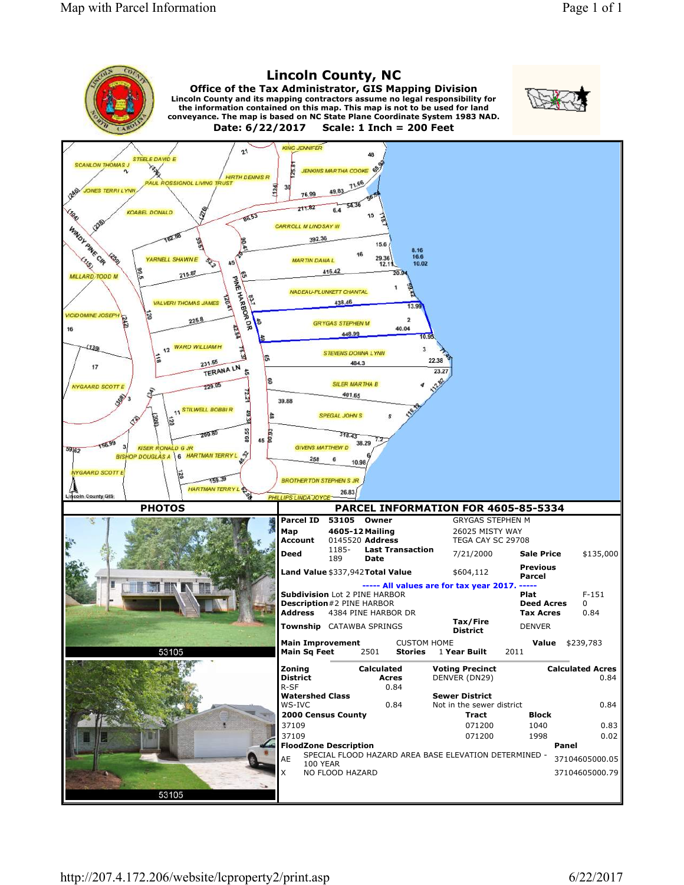# Lincoln County, NC

**Office of the Tax Administrator, GIS Mapping Division**

**Lincoln County and its mapping contractors assume no legal responsibility for the information contained on this map. This map is not to be used for land conveyance. The map is based on NC State Plane Coordinate System 1983 NAD.**

**Date: 6/22/2017 Scale: 1 Inch = 200 Feet**

## PHOTOS

53105

53105

## PARCEL INFORMATION FOR 4605-85-5334

| | | | | | |
|---|---|---|---|---|---|
| **Parcel ID** | 53105 | **Owner** | GRYGAS STEPHEN M | | |
| **Map** | 4605-12 | **Mailing** | 26025 MISTY WAY | | |
| **Account** | 0145520 | **Address** | TEGA CAY SC 29708 | | |
| **Deed** | 1185-189 | **Last Transaction Date** | 7/21/2000 | **Sale Price** | $135,000 |
| **Land Value** | $337,942 | **Total Value** | $604,112 | **Previous Parcel** | |

----- All values are for tax year 2017. -----

| | | | |
|---|---|---|---|
| **Subdivision** | Lot 2 PINE HARBOR | **Plat** | F-151 |
| **Description** | #2 PINE HARBOR | **Deed Acres** | 0 |
| **Address** | 4384 PINE HARBOR DR | **Tax Acres** | 0.84 |
| **Township** | CATAWBA SPRINGS | **Tax/Fire District** | DENVER |
| **Main Improvement** | CUSTOM HOME | **Value** | $239,783 |
| **Main Sq Feet** | 2501 | **Stories** 1 **Year Built** | 2011 |

| **Zoning District** | **Calculated Acres** | **Voting Precinct** | | **Calculated Acres** |
|---|---|---|---|---|
| R-SF | 0.84 | DENVER (DN29) | | 0.84 |
| **Watershed Class** | | **Sewer District** | | |
| WS-IVC | 0.84 | Not in the sewer district | | 0.84 |
| **2000 Census County** | | **Tract** | **Block** | |
| 37109 | | 071200 | 1040 | 0.83 |
| 37109 | | 071200 | 1998 | 0.02 |

| **FloodZone** | **Description** | **Panel** |
|---|---|---|
| AE | SPECIAL FLOOD HAZARD AREA BASE ELEVATION DETERMINED - 100 YEAR | 37104605000.05 |
| X | NO FLOOD HAZARD | 37104605000.79 |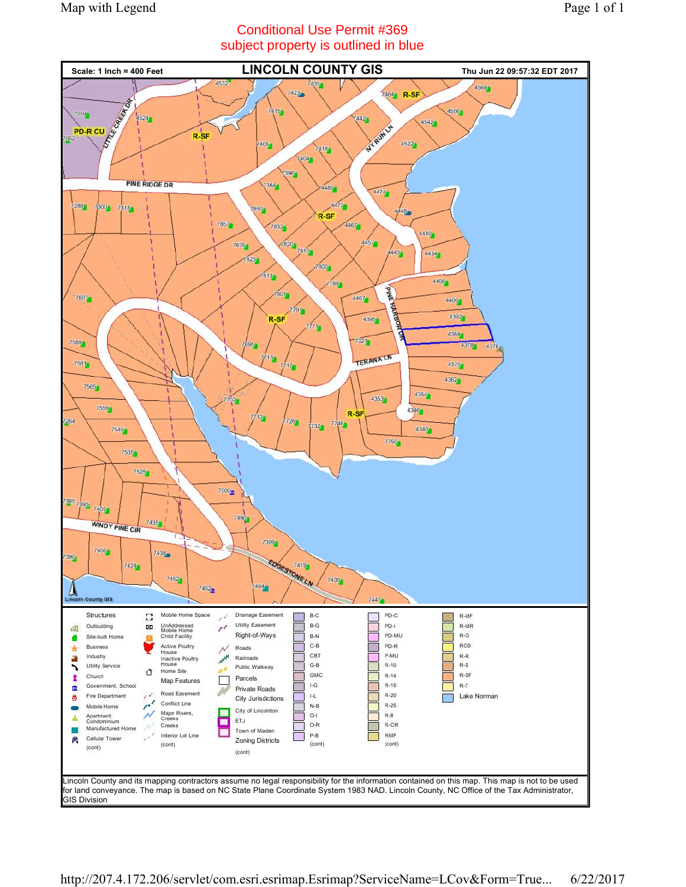# Conditional Use Permit #369
subject property is outlined in blue

**Scale: 1 Inch = 400 Feet** — **LINCOLN COUNTY GIS** — **Thu Jun 22 09:57:32 EDT 2017**

Lincoln County and its mapping contractors assume no legal responsibility for the information contained on this map. This map is not to be used for land conveyance. The map is based on NC State Plane Coordinate System 1983 NAD. Lincoln County, NC Office of the Tax Administrator, GIS Division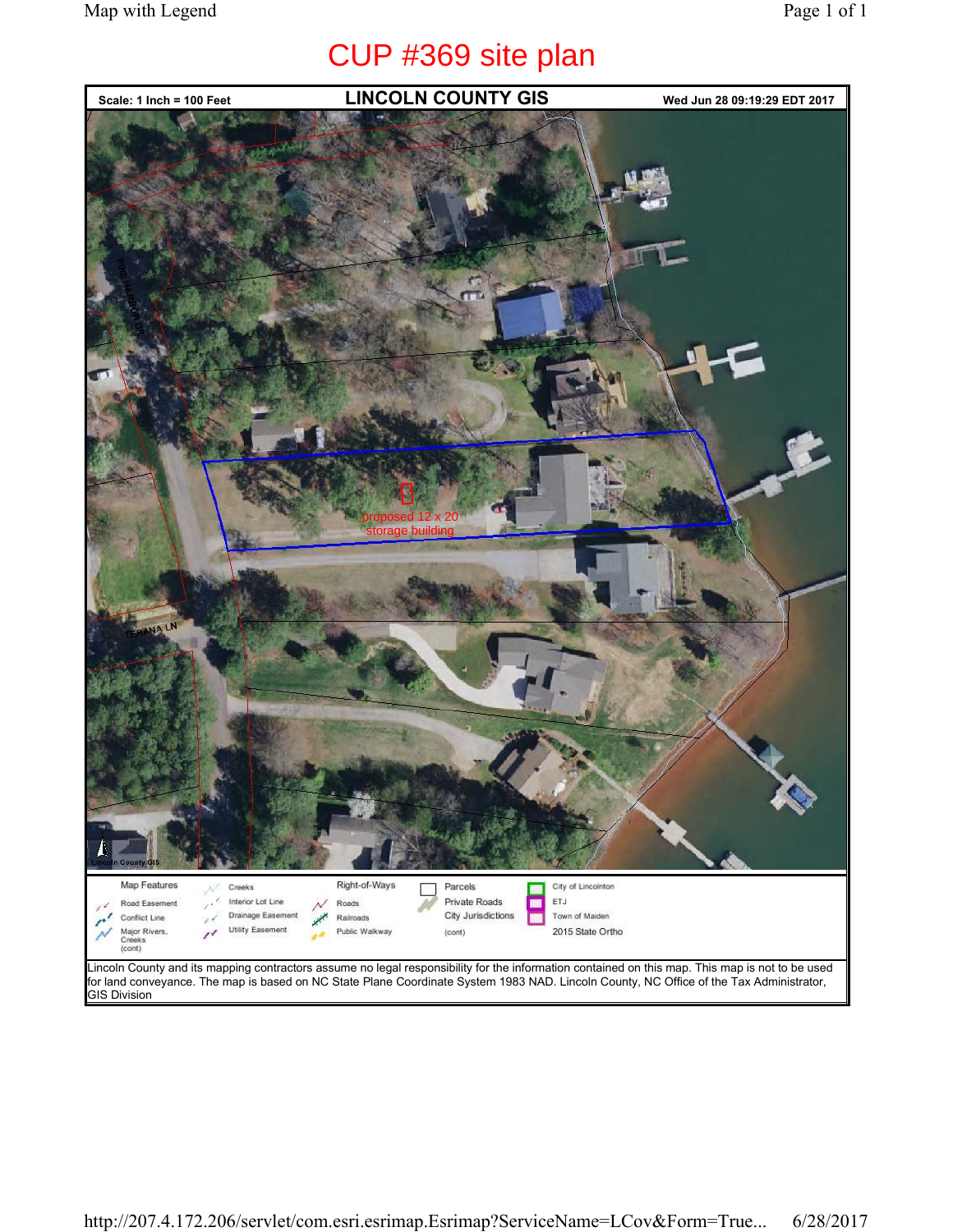# CUP #369 site plan

**Scale: 1 Inch = 100 Feet** | **LINCOLN COUNTY GIS** | **Wed Jun 28 09:19:29 EDT 2017**

PINE HARBOR DR

TERANA LN

proposed 12 x 20
storage building

Lincoln County GIS

Map Features
Road Easement
Conflict Line
Major Rivers, Creeks (cont)
Creeks
Interior Lot Line
Drainage Easement
Utility Easement
Right-of-Ways
Roads
Railroads
Public Walkway
Parcels
Private Roads
City Jurisdictions (cont)
City of Lincolnton
ETJ
Town of Maiden
2015 State Ortho

Lincoln County and its mapping contractors assume no legal responsibility for the information contained on this map. This map is not to be used for land conveyance. The map is based on NC State Plane Coordinate System 1983 NAD. Lincoln County, NC Office of the Tax Administrator, GIS Division

http://207.4.172.206/servlet/com.esri.esrimap.Esrimap?ServiceName=LCov&Form=True... 6/28/2017